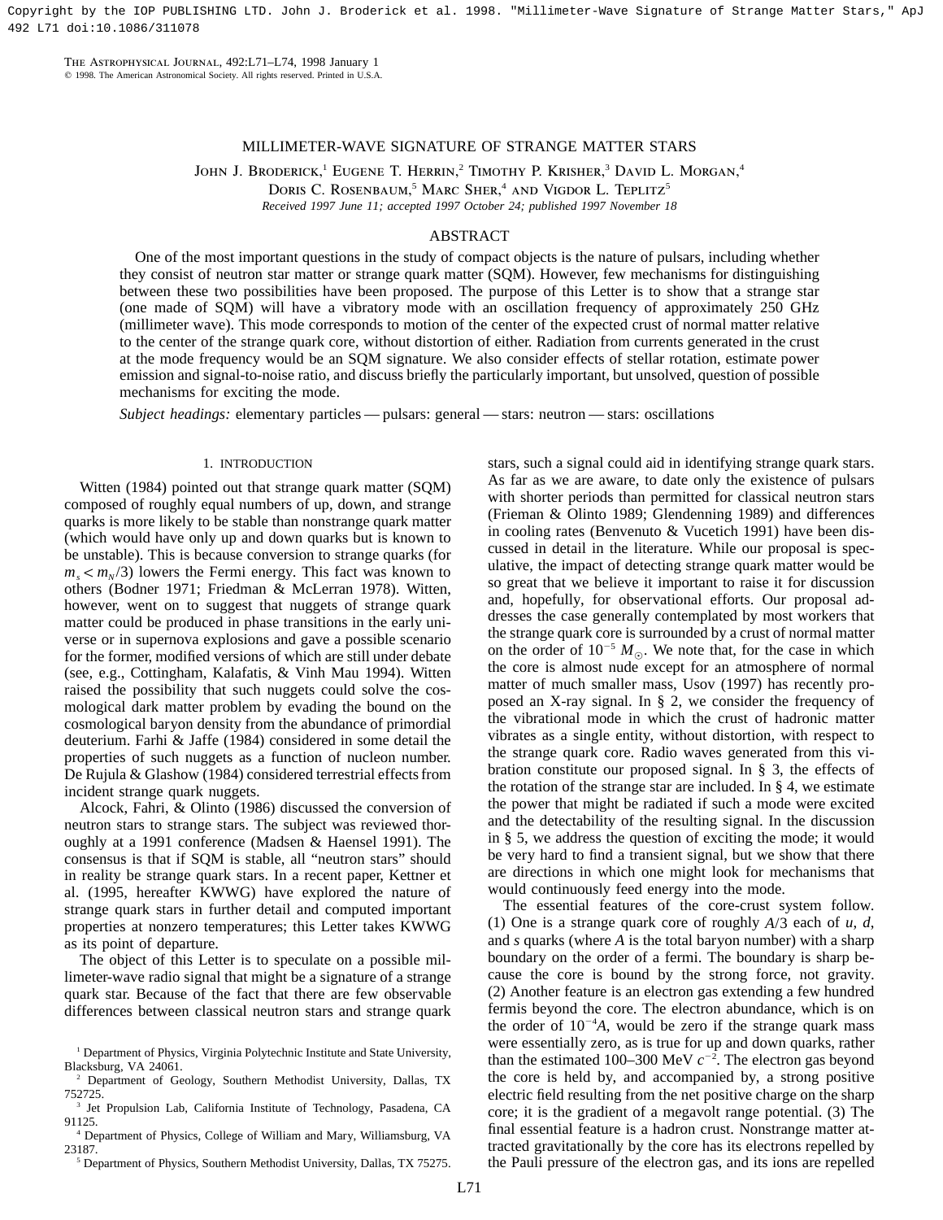Copyright by the IOP PUBLISHING LTD. John J. Broderick et al. 1998. "Millimeter-Wave Signature of Strange Matter Stars," ApJ 492 L71 doi:10.1086/311078

# MILLIMETER-WAVE SIGNATURE OF STRANGE MATTER STARS

John J. Broderick,[1] Eugene T. Herrin,[2] Timothy P. Krisher,[3] David L. Morgan,[4] Doris C. Rosenbaum,[5] Marc Sher,[4] and Vigdor L. Teplitz[5]

*Received 1997 June 11; accepted 1997 October 24; published 1997 November 18*

## ABSTRACT

One of the most important questions in the study of compact objects is the nature of pulsars, including whether they consist of neutron star matter or strange quark matter (SQM). However, few mechanisms for distinguishing between these two possibilities have been proposed. The purpose of this Letter is to show that a strange star (one made of SQM) will have a vibratory mode with an oscillation frequency of approximately 250 GHz (millimeter wave). This mode corresponds to motion of the center of the expected crust of normal matter relative to the center of the strange quark core, without distortion of either. Radiation from currents generated in the crust at the mode frequency would be an SQM signature. We also consider effects of stellar rotation, estimate power emission and signal-to-noise ratio, and discuss briefly the particularly important, but unsolved, question of possible mechanisms for exciting the mode.

*Subject headings:* elementary particles — pulsars: general — stars: neutron — stars: oscillations

## 1. INTRODUCTION

Witten (1984) pointed out that strange quark matter (SQM) composed of roughly equal numbers of up, down, and strange quarks is more likely to be stable than nonstrange quark matter (which would have only up and down quarks but is known to be unstable). This is because conversion to strange quarks (for $m_s < m_N/3$) lowers the Fermi energy. This fact was known to others (Bodner 1971; Friedman & McLerran 1978). Witten, however, went on to suggest that nuggets of strange quark matter could be produced in phase transitions in the early universe or in supernova explosions and gave a possible scenario for the former, modified versions of which are still under debate (see, e.g., Cottingham, Kalafatis, & Vinh Mau 1994). Witten raised the possibility that such nuggets could solve the cosmological dark matter problem by evading the bound on the cosmological baryon density from the abundance of primordial deuterium. Farhi & Jaffe (1984) considered in some detail the properties of such nuggets as a function of nucleon number. De Rujula & Glashow (1984) considered terrestrial effects from incident strange quark nuggets.

Alcock, Fahri, & Olinto (1986) discussed the conversion of neutron stars to strange stars. The subject was reviewed thoroughly at a 1991 conference (Madsen & Haensel 1991). The consensus is that if SQM is stable, all "neutron stars" should in reality be strange quark stars. In a recent paper, Kettner et al. (1995, hereafter KWWG) have explored the nature of strange quark stars in further detail and computed important properties at nonzero temperatures; this Letter takes KWWG as its point of departure.

The object of this Letter is to speculate on a possible millimeter-wave radio signal that might be a signature of a strange quark star. Because of the fact that there are few observable differences between classical neutron stars and strange quark stars, such a signal could aid in identifying strange quark stars. As far as we are aware, to date only the existence of pulsars with shorter periods than permitted for classical neutron stars (Frieman & Olinto 1989; Glendenning 1989) and differences in cooling rates (Benvenuto & Vucetich 1991) have been discussed in detail in the literature. While our proposal is speculative, the impact of detecting strange quark matter would be so great that we believe it important to raise it for discussion and, hopefully, for observational efforts. Our proposal addresses the case generally contemplated by most workers that the strange quark core is surrounded by a crust of normal matter on the order of $10^{-5}\ M_\odot$. We note that, for the case in which the core is almost nude except for an atmosphere of normal matter of much smaller mass, Usov (1997) has recently proposed an X-ray signal. In § 2, we consider the frequency of the vibrational mode in which the crust of hadronic matter vibrates as a single entity, without distortion, with respect to the strange quark core. Radio waves generated from this vibration constitute our proposed signal. In § 3, the effects of the rotation of the strange star are included. In § 4, we estimate the power that might be radiated if such a mode were excited and the detectability of the resulting signal. In the discussion in § 5, we address the question of exciting the mode; it would be very hard to find a transient signal, but we show that there are directions in which one might look for mechanisms that would continuously feed energy into the mode.

The essential features of the core-crust system follow. (1) One is a strange quark core of roughly $A/3$ each of $u$, $d$, and $s$ quarks (where $A$ is the total baryon number) with a sharp boundary on the order of a fermi. The boundary is sharp because the core is bound by the strong force, not gravity. (2) Another feature is an electron gas extending a few hundred fermis beyond the core. The electron abundance, which is on the order of $10^{-4}A$, would be zero if the strange quark mass were essentially zero, as is true for up and down quarks, rather than the estimated 100–300 MeV $c^{-2}$. The electron gas beyond the core is held by, and accompanied by, a strong positive electric field resulting from the net positive charge on the sharp core; it is the gradient of a megavolt range potential. (3) The final essential feature is a hadron crust. Nonstrange matter attracted gravitationally by the core has its electrons repelled by the Pauli pressure of the electron gas, and its ions are repelled

---

[1] Department of Physics, Virginia Polytechnic Institute and State University, Blacksburg, VA 24061.

[2] Department of Geology, Southern Methodist University, Dallas, TX 752725.

[3] Jet Propulsion Lab, California Institute of Technology, Pasadena, CA 91125.

[4] Department of Physics, College of William and Mary, Williamsburg, VA 23187.

[5] Department of Physics, Southern Methodist University, Dallas, TX 75275.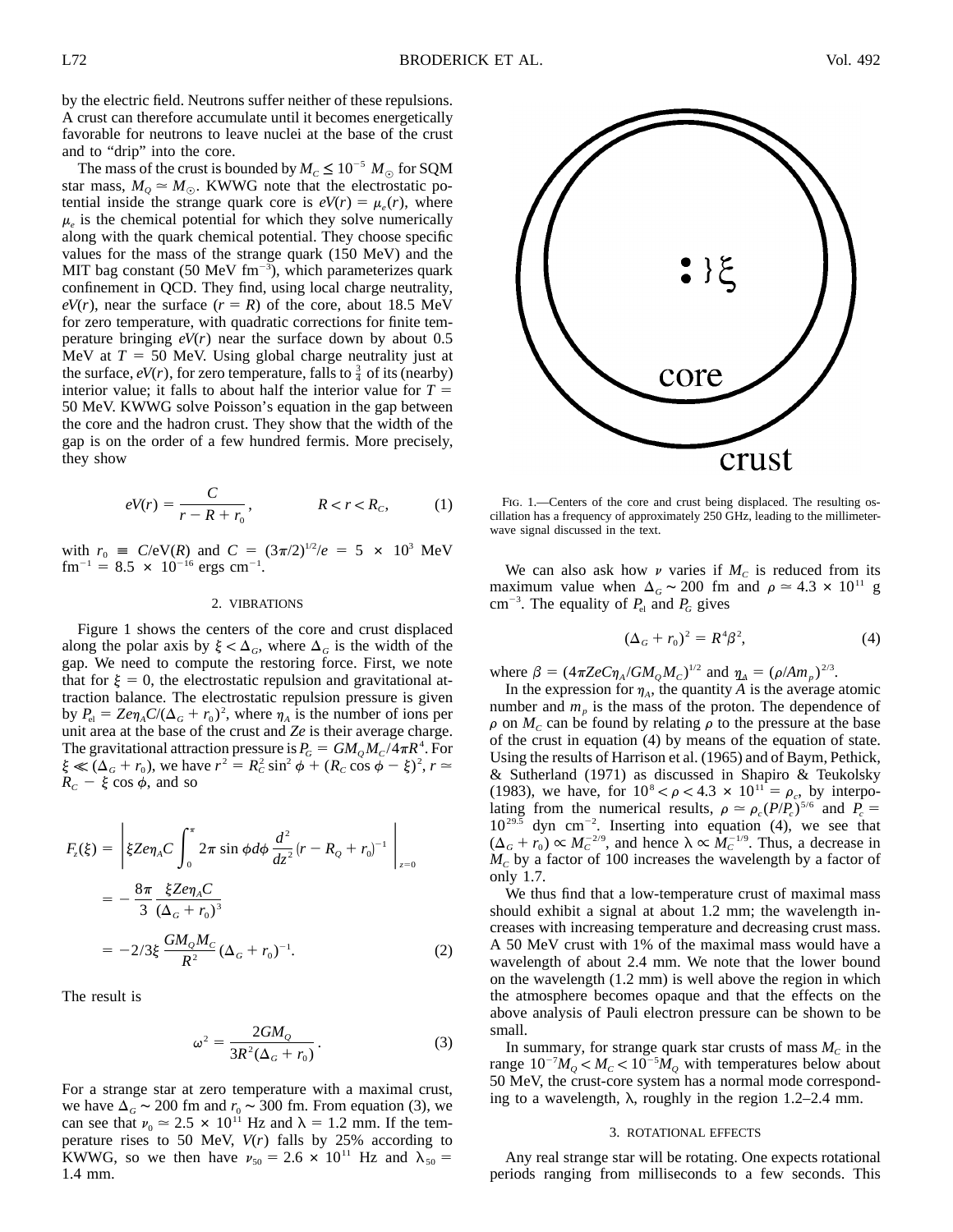by the electric field. Neutrons suffer neither of these repulsions. A crust can therefore accumulate until it becomes energetically favorable for neutrons to leave nuclei at the base of the crust and to "drip" into the core.

The mass of the crust is bounded by $M_C \leq 10^{-5}\ M_\odot$ for SQM star mass, $M_Q \simeq M_\odot$. KWWG note that the electrostatic potential inside the strange quark core is $eV(r) = \mu_e(r)$, where $\mu_e$ is the chemical potential for which they solve numerically along with the quark chemical potential. They choose specific values for the mass of the strange quark (150 MeV) and the MIT bag constant (50 MeV fm$^{-3}$), which parameterizes quark confinement in QCD. They find, using local charge neutrality, $eV(r)$, near the surface ($r = R$) of the core, about 18.5 MeV for zero temperature, with quadratic corrections for finite temperature bringing $eV(r)$ near the surface down by about 0.5 MeV at $T = 50$ MeV. Using global charge neutrality just at the surface, $eV(r)$, for zero temperature, falls to $\frac{3}{4}$ of its (nearby) interior value; it falls to about half the interior value for $T = 50$ MeV. KWWG solve Poisson's equation in the gap between the core and the hadron crust. They show that the width of the gap is on the order of a few hundred fermis. More precisely, they show

$$eV(r) = \frac{C}{r - R + r_0}, \qquad R < r < R_C, \tag{1}$$

with $r_0 \equiv C/\text{eV}(R)$ and $C = (3\pi/2)^{1/2}/e = 5 \times 10^3$ MeV fm$^{-1}$ $= 8.5 \times 10^{-16}$ ergs cm$^{-1}$.

## 2. VIBRATIONS

Figure 1 shows the centers of the core and crust displaced along the polar axis by $\xi < \Delta_G$, where $\Delta_G$ is the width of the gap. We need to compute the restoring force. First, we note that for $\xi = 0$, the electrostatic repulsion and gravitational attraction balance. The electrostatic repulsion pressure is given by $P_{\text{el}} = Ze\eta_A C/(\Delta_G + r_0)^2$, where $\eta_A$ is the number of ions per unit area at the base of the crust and $Ze$ is their average charge. The gravitational attraction pressure is $P_G = GM_Q M_C/4\pi R^4$. For $\xi \ll (\Delta_G + r_0)$, we have $r^2 = R_C^2 \sin^2\phi + (R_C\cos\phi - \xi)^2$, $r \simeq R_C - \xi\cos\phi$, and so

$$\begin{aligned}
F_z(\xi) &= \left| \xi Ze\eta_A C \int_0^\pi 2\pi \sin\phi d\phi \frac{d^2}{dz^2}(r - R_Q + r_0)^{-1} \right|_{z=0} \\
&= -\frac{8\pi}{3}\frac{\xi Ze\eta_A C}{(\Delta_G + r_0)^3} \\
&= -2/3\xi \frac{GM_Q M_C}{R^2}(\Delta_G + r_0)^{-1}.
\end{aligned} \tag{2}$$

The result is

$$\omega^2 = \frac{2GM_Q}{3R^2(\Delta_G + r_0)}. \tag{3}$$

For a strange star at zero temperature with a maximal crust, we have $\Delta_G \sim 200$ fm and $r_0 \sim 300$ fm. From equation (3), we can see that $\nu_0 \simeq 2.5 \times 10^{11}$ Hz and $\lambda = 1.2$ mm. If the temperature rises to 50 MeV, $V(r)$ falls by 25% according to KWWG, so we then have $\nu_{50} = 2.6 \times 10^{11}$ Hz and $\lambda_{50} = 1.4$ mm.

FIG. 1.—Centers of the core and crust being displaced. The resulting oscillation has a frequency of approximately 250 GHz, leading to the millimeter-wave signal discussed in the text.

We can also ask how $\nu$ varies if $M_C$ is reduced from its maximum value when $\Delta_G \sim 200$ fm and $\rho \simeq 4.3 \times 10^{11}$ g cm$^{-3}$. The equality of $P_{\text{el}}$ and $P_G$ gives

$$(\Delta_G + r_0)^2 = R^4\beta^2, \tag{4}$$

where $\beta = (4\pi ZeC\eta_A/GM_Q M_C)^{1/2}$ and $\eta_A = (\rho/Am_p)^{2/3}$.

In the expression for $\eta_A$, the quantity $A$ is the average atomic number and $m_p$ is the mass of the proton. The dependence of $\rho$ on $M_C$ can be found by relating $\rho$ to the pressure at the base of the crust in equation (4) by means of the equation of state. Using the results of Harrison et al. (1965) and of Baym, Pethick, & Sutherland (1971) as discussed in Shapiro & Teukolsky (1983), we have, for $10^8 < \rho < 4.3 \times 10^{11} = \rho_c$, by interpolating from the numerical results, $\rho \simeq \rho_c(P/P_c)^{5/6}$ and $P_c = 10^{29.5}$ dyn cm$^{-2}$. Inserting into equation (4), we see that $(\Delta_G + r_0) \propto M_C^{-2/9}$, and hence $\lambda \propto M_C^{-1/9}$. Thus, a decrease in $M_C$ by a factor of 100 increases the wavelength by a factor of only 1.7.

We thus find that a low-temperature crust of maximal mass should exhibit a signal at about 1.2 mm; the wavelength increases with increasing temperature and decreasing crust mass. A 50 MeV crust with 1% of the maximal mass would have a wavelength of about 2.4 mm. We note that the lower bound on the wavelength (1.2 mm) is well above the region in which the atmosphere becomes opaque and that the effects on the above analysis of Pauli electron pressure can be shown to be small.

In summary, for strange quark star crusts of mass $M_C$ in the range $10^{-7}M_Q < M_C < 10^{-5}M_Q$ with temperatures below about 50 MeV, the crust-core system has a normal mode corresponding to a wavelength, $\lambda$, roughly in the region 1.2–2.4 mm.

## 3. ROTATIONAL EFFECTS

Any real strange star will be rotating. One expects rotational periods ranging from milliseconds to a few seconds. This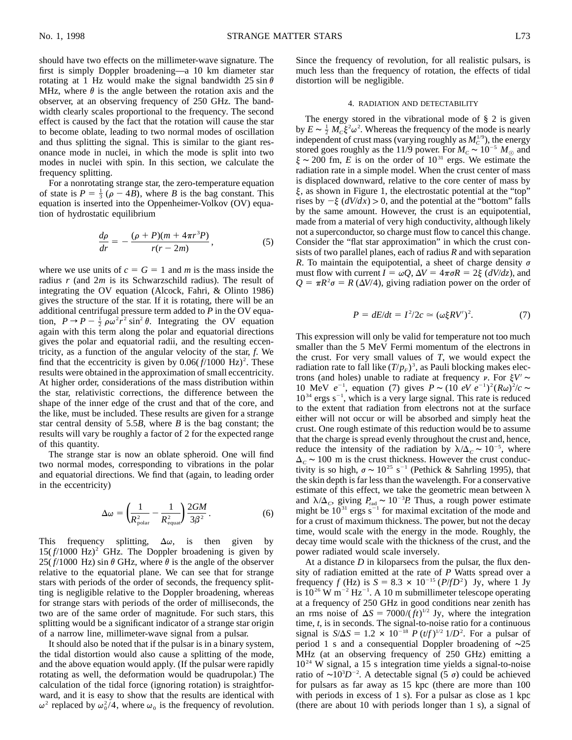should have two effects on the millimeter-wave signature. The first is simply Doppler broadening—a 10 km diameter star rotating at 1 Hz would make the signal bandwidth 25 sin $\theta$ MHz, where $\theta$ is the angle between the rotation axis and the observer, at an observing frequency of 250 GHz. The bandwidth clearly scales proportional to the frequency. The second effect is caused by the fact that the rotation will cause the star to become oblate, leading to two normal modes of oscillation and thus splitting the signal. This is similar to the giant resonance mode in nuclei, in which the mode is split into two modes in nuclei with spin. In this section, we calculate the frequency splitting.

For a nonrotating strange star, the zero-temperature equation of state is $P = \frac{1}{3}(\rho - 4B)$, where $B$ is the bag constant. This equation is inserted into the Oppenheimer-Volkov (OV) equation of hydrostatic equilibrium

$$\frac{d\rho}{dr} = -\frac{(\rho + P)(m + 4\pi r^3 P)}{r(r - 2m)}, \tag{5}$$

where we use units of $c = G = 1$ and $m$ is the mass inside the radius $r$ (and $2m$ is its Schwarzschild radius). The result of integrating the OV equation (Alcock, Fahri, & Olinto 1986) gives the structure of the star. If it is rotating, there will be an additional centrifugal pressure term added to $P$ in the OV equation, $P \rightarrow P - \frac{1}{2}\rho\omega^2 r^2 \sin^2\theta$. Integrating the OV equation again with this term along the polar and equatorial directions gives the polar and equatorial radii, and the resulting eccentricity, as a function of the angular velocity of the star, $f$. We find that the eccentricity is given by $0.06(f/1000\ \mathrm{Hz})^2$. These results were obtained in the approximation of small eccentricity. At higher order, considerations of the mass distribution within the star, relativistic corrections, the difference between the shape of the inner edge of the crust and that of the core, and the like, must be included. These results are given for a strange star central density of $5.5B$, where $B$ is the bag constant; the results will vary be roughly a factor of 2 for the expected range of this quantity.

The strange star is now an oblate spheroid. One will find two normal modes, corresponding to vibrations in the polar and equatorial directions. We find that (again, to leading order in the eccentricity)

$$\Delta\omega = \left(\frac{1}{R_{\mathrm{polar}}^2} - \frac{1}{R_{\mathrm{equat}}^2}\right)\frac{2GM}{3\beta^2}. \tag{6}$$

This frequency splitting, $\Delta\omega$, is then given by $15(f/1000\ \mathrm{Hz})^2$ GHz. The Doppler broadening is given by $25(f/1000\ \mathrm{Hz})\sin\theta$ GHz, where $\theta$ is the angle of the observer relative to the equatorial plane. We can see that for strange stars with periods of the order of seconds, the frequency splitting is negligible relative to the Doppler broadening, whereas for strange stars with periods of the order of milliseconds, the two are of the same order of magnitude. For such stars, this splitting would be a significant indicator of a strange star origin of a narrow line, millimeter-wave signal from a pulsar.

It should also be noted that if the pulsar is in a binary system, the tidal distortion would also cause a splitting of the mode, and the above equation would apply. (If the pulsar were rapidly rotating as well, the deformation would be quadrupolar.) The calculation of the tidal force (ignoring rotation) is straightforward, and it is easy to show that the results are identical with $\omega^2$ replaced by $\omega_0^2/4$, where $\omega_0$ is the frequency of revolution. Since the frequency of revolution, for all realistic pulsars, is much less than the frequency of rotation, the effects of tidal distortion will be negligible.

## 4. RADIATION AND DETECTABILITY

The energy stored in the vibrational mode of § 2 is given by $E \sim \frac{1}{2} M_C \xi^2 \omega^2$. Whereas the frequency of the mode is nearly independent of crust mass (varying roughly as $M_C^{1/9}$), the energy stored goes roughly as the 11/9 power. For $M_C \sim 10^{-5}\ M_\odot$ and $\xi \sim 200$ fm, $E$ is on the order of $10^{31}$ ergs. We estimate the radiation rate in a simple model. When the crust center of mass is displaced downward, relative to the core center of mass by $\xi$, as shown in Figure 1, the electrostatic potential at the "top" rises by $-\xi\ (dV/dx) > 0$, and the potential at the "bottom" falls by the same amount. However, the crust is an equipotential, made from a material of very high conductivity, although likely not a superconductor, so charge must flow to cancel this change. Consider the "flat star approximation" in which the crust consists of two parallel planes, each of radius $R$ and with separation $R$. To maintain the equipotential, a sheet of charge density $\sigma$ must flow with current $I = \omega Q$, $\Delta V = 4\pi\sigma R = 2\xi\ (dV/dz)$, and $Q = \pi R^2 \sigma = R\ (\Delta V/4)$, giving radiation power on the order of

$$P = dE/dt = I^2/2c \simeq (\omega\xi R V')^2. \tag{7}$$

This expression will only be valid for temperature not too much smaller than the 5 MeV Fermi momentum of the electrons in the crust. For very small values of $T$, we would expect the radiation rate to fall like $(T/p_F)^3$, as Pauli blocking makes electrons (and holes) unable to radiate at frequency $\nu$. For $\xi V' \sim 10$ MeV $e^{-1}$, equation (7) gives $P \sim (10\ eV\ e^{-1})^2 (R\omega)^2/c \sim 10^{34}$ ergs s$^{-1}$, which is a very large signal. This rate is reduced to the extent that radiation from electrons not at the surface either will not occur or will be absorbed and simply heat the crust. One rough estimate of this reduction would be to assume that the charge is spread evenly throughout the crust and, hence, reduce the intensity of the radiation by $\lambda/\Delta_C \sim 10^{-5}$, where $\Delta_C \sim 100$ m is the crust thickness. However the crust conductivity is so high, $\sigma \sim 10^{25}$ s$^{-1}$ (Pethick & Sahrling 1995), that the skin depth is far less than the wavelength. For a conservative estimate of this effect, we take the geometric mean between $\lambda$ and $\lambda/\Delta_C$, giving $P_{\mathrm{rad}} \sim 10^{-3}P$. Thus, a rough power estimate might be $10^{31}$ ergs s$^{-1}$ for maximal excitation of the mode and for a crust of maximum thickness. The power, but not the decay time, would scale with the energy in the mode. Roughly, the decay time would scale with the thickness of the crust, and the power radiated would scale inversely.

At a distance $D$ in kiloparsecs from the pulsar, the flux density of radiation emitted at the rate of $P$ Watts spread over a frequency $f$ (Hz) is $S = 8.3 \times 10^{-15}\ (P/fD^2)$ Jy, where 1 Jy is $10^{26}$ W m$^{-2}$ Hz$^{-1}$. A 10 m submillimeter telescope operating at a frequency of 250 GHz in good conditions near zenith has an rms noise of $\Delta S = 7000/(ft)^{1/2}$ Jy, where the integration time, $t$, is in seconds. The signal-to-noise ratio for a continuous signal is $S/\Delta S = 1.2 \times 10^{-18}\ P\ (t/f)^{1/2}\ 1/D^2$. For a pulsar of period 1 s and a consequential Doppler broadening of $\sim$25 MHz (at an observing frequency of 250 GHz) emitting a $10^{24}$ W signal, a 15 s integration time yields a signal-to-noise ratio of $\sim 10^3 D^{-2}$. A detectable signal (5 $\sigma$) could be achieved for pulsars as far away as 15 kpc (there are more than 100 with periods in excess of 1 s). For a pulsar as close as 1 kpc (there are about 10 with periods longer than 1 s), a signal of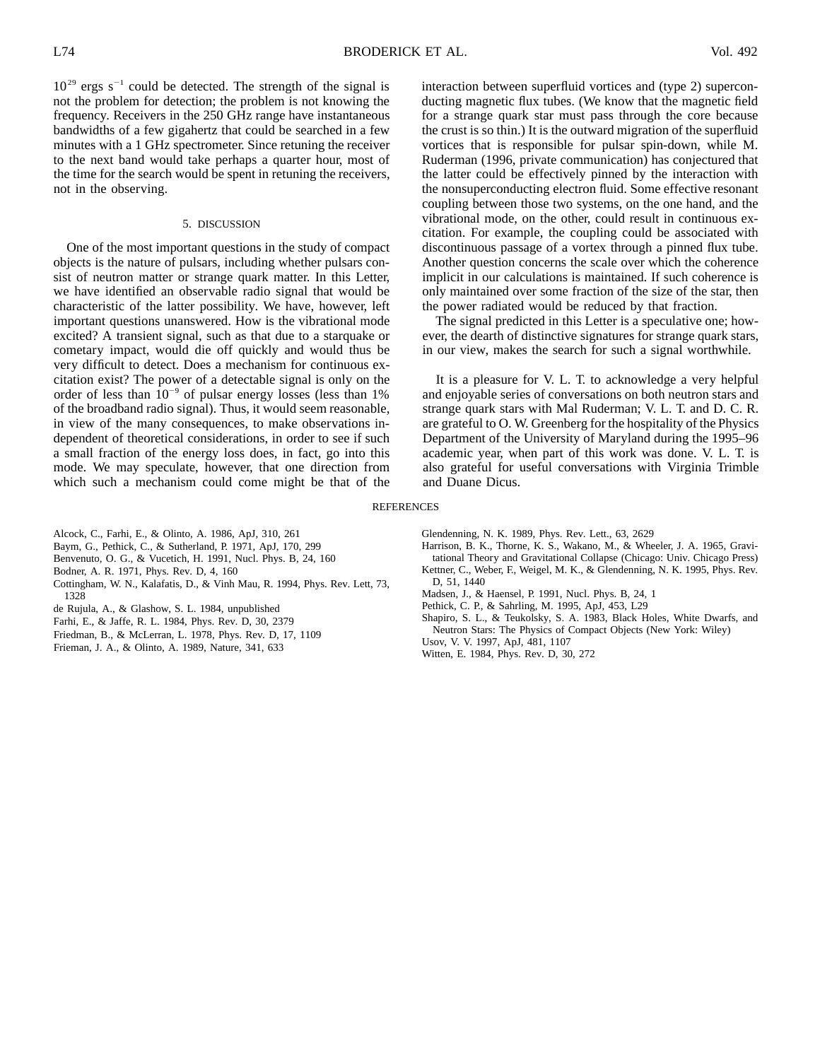$10^{29}$ ergs $s^{-1}$ could be detected. The strength of the signal is not the problem for detection; the problem is not knowing the frequency. Receivers in the 250 GHz range have instantaneous bandwidths of a few gigahertz that could be searched in a few minutes with a 1 GHz spectrometer. Since retuning the receiver to the next band would take perhaps a quarter hour, most of the time for the search would be spent in retuning the receivers, not in the observing.

## 5. DISCUSSION

One of the most important questions in the study of compact objects is the nature of pulsars, including whether pulsars consist of neutron matter or strange quark matter. In this Letter, we have identified an observable radio signal that would be characteristic of the latter possibility. We have, however, left important questions unanswered. How is the vibrational mode excited? A transient signal, such as that due to a starquake or cometary impact, would die off quickly and would thus be very difficult to detect. Does a mechanism for continuous excitation exist? The power of a detectable signal is only on the order of less than $10^{-9}$ of pulsar energy losses (less than 1% of the broadband radio signal). Thus, it would seem reasonable, in view of the many consequences, to make observations independent of theoretical considerations, in order to see if such a small fraction of the energy loss does, in fact, go into this mode. We may speculate, however, that one direction from which such a mechanism could come might be that of the interaction between superfluid vortices and (type 2) superconducting magnetic flux tubes. (We know that the magnetic field for a strange quark star must pass through the core because the crust is so thin.) It is the outward migration of the superfluid vortices that is responsible for pulsar spin-down, while M. Ruderman (1996, private communication) has conjectured that the latter could be effectively pinned by the interaction with the nonsuperconducting electron fluid. Some effective resonant coupling between those two systems, on the one hand, and the vibrational mode, on the other, could result in continuous excitation. For example, the coupling could be associated with discontinuous passage of a vortex through a pinned flux tube. Another question concerns the scale over which the coherence implicit in our calculations is maintained. If such coherence is only maintained over some fraction of the size of the star, then the power radiated would be reduced by that fraction.

The signal predicted in this Letter is a speculative one; however, the dearth of distinctive signatures for strange quark stars, in our view, makes the search for such a signal worthwhile.

It is a pleasure for V. L. T. to acknowledge a very helpful and enjoyable series of conversations on both neutron stars and strange quark stars with Mal Ruderman; V. L. T. and D. C. R. are grateful to O. W. Greenberg for the hospitality of the Physics Department of the University of Maryland during the 1995–96 academic year, when part of this work was done. V. L. T. is also grateful for useful conversations with Virginia Trimble and Duane Dicus.

## REFERENCES

Alcock, C., Farhi, E., & Olinto, A. 1986, ApJ, 310, 261
Baym, G., Pethick, C., & Sutherland, P. 1971, ApJ, 170, 299
Benvenuto, O. G., & Vucetich, H. 1991, Nucl. Phys. B, 24, 160
Bodner, A. R. 1971, Phys. Rev. D, 4, 160
Cottingham, W. N., Kalafatis, D., & Vinh Mau, R. 1994, Phys. Rev. Lett, 73, 1328
de Rujula, A., & Glashow, S. L. 1984, unpublished
Farhi, E., & Jaffe, R. L. 1984, Phys. Rev. D, 30, 2379
Friedman, B., & McLerran, L. 1978, Phys. Rev. D, 17, 1109
Frieman, J. A., & Olinto, A. 1989, Nature, 341, 633
Glendenning, N. K. 1989, Phys. Rev. Lett., 63, 2629
Harrison, B. K., Thorne, K. S., Wakano, M., & Wheeler, J. A. 1965, Gravitational Theory and Gravitational Collapse (Chicago: Univ. Chicago Press)
Kettner, C., Weber, F., Weigel, M. K., & Glendenning, N. K. 1995, Phys. Rev. D, 51, 1440
Madsen, J., & Haensel, P. 1991, Nucl. Phys. B, 24, 1
Pethick, C. P., & Sahrling, M. 1995, ApJ, 453, L29
Shapiro, S. L., & Teukolsky, S. A. 1983, Black Holes, White Dwarfs, and Neutron Stars: The Physics of Compact Objects (New York: Wiley)
Usov, V. V. 1997, ApJ, 481, 1107
Witten, E. 1984, Phys. Rev. D, 30, 272